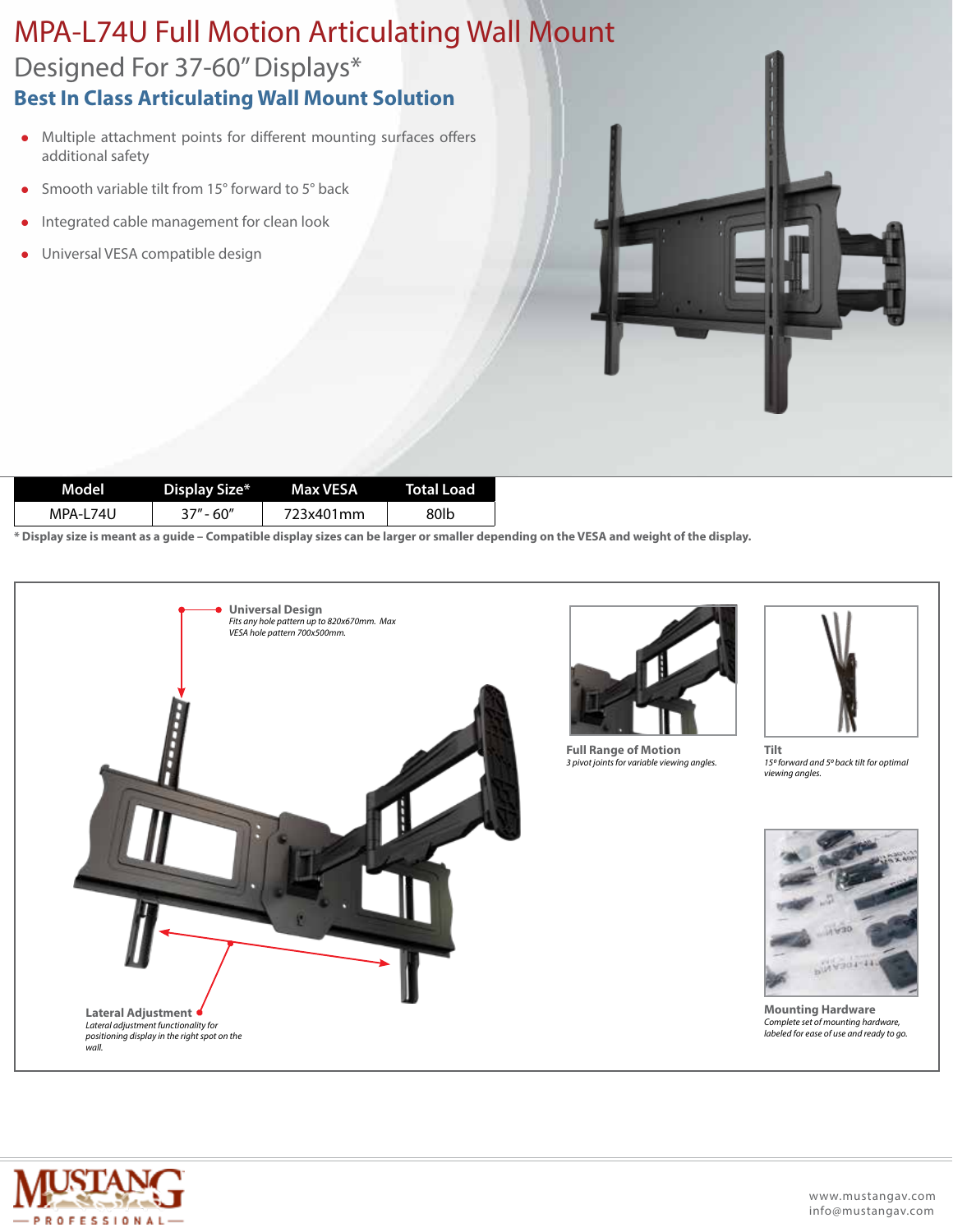# MPA-L74U Full Motion Articulating Wall Mount

## Designed For 37-60" Displays*

### Best In Class Articulating Wall Mount Solution

- Multiple attachment points for different mounting surfaces offers additional safety
- Smooth variable tilt from 15° forward to 5° back
- Integrated cable management for clean look
- Universal VESA compatible design

| Model | Display Size* | Max VESA | Total Load |
| --- | --- | --- | --- |
| MPA-L74U | 37" - 60" | 723x401mm | 80lb |

**\* Display size is meant as a guide – Compatible display sizes can be larger or smaller depending on the VESA and weight of the display.**

**Universal Design**
*Fits any hole pattern up to 820x670mm. Max VESA hole pattern 700x500mm.*

**Lateral Adjustment**
*Lateral adjustment functionality for positioning display in the right spot on the wall.*

**Full Range of Motion**
*3 pivot joints for variable viewing angles.*

**Tilt**
*15º forward and 5º back tilt for optimal viewing angles.*

**Mounting Hardware**
*Complete set of mounting hardware, labeled for ease of use and ready to go.*

MUSTANG PROFESSIONAL

www.mustangav.com
info@mustangav.com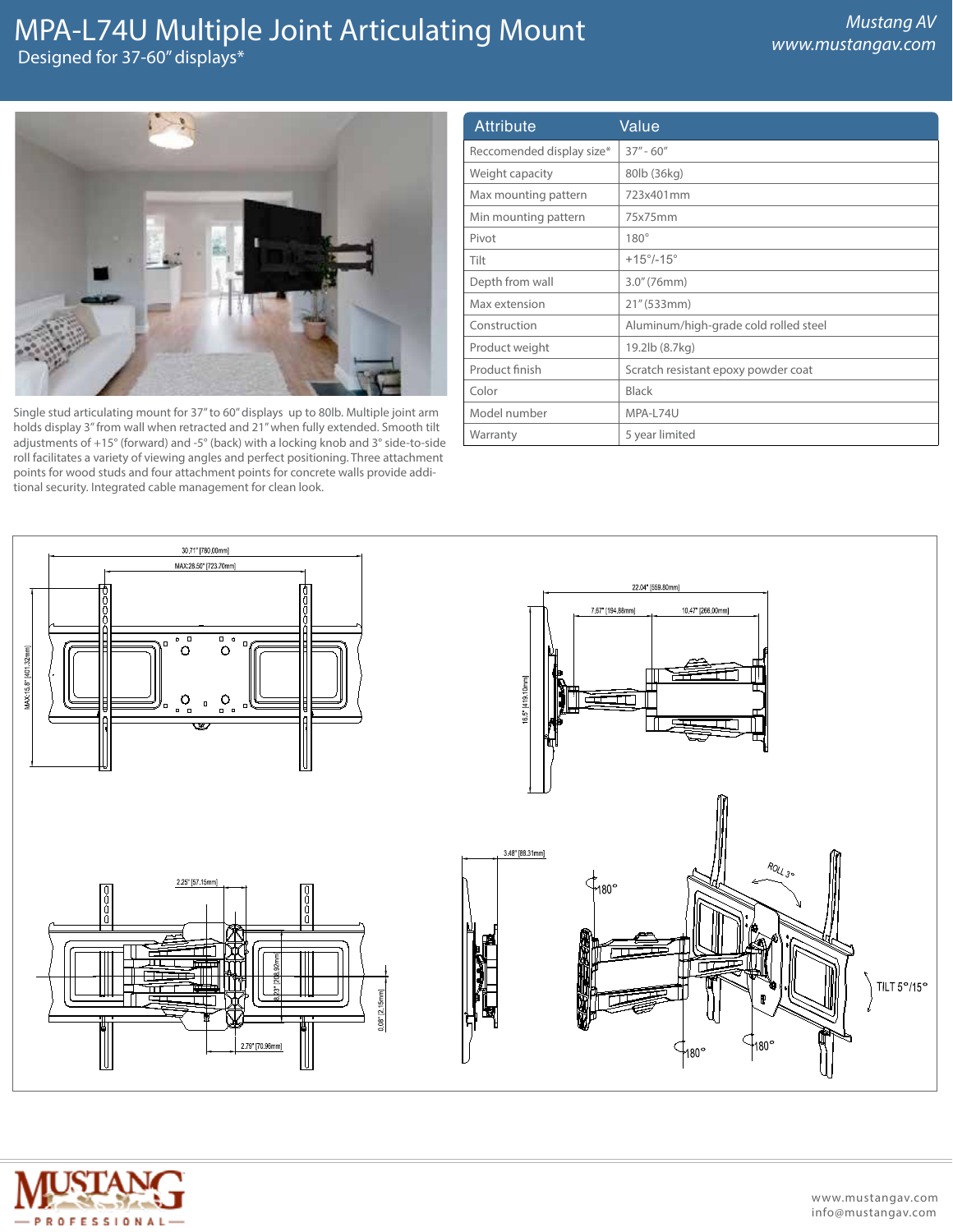# MPA-L74U Multiple Joint Articulating Mount

Designed for 37-60" displays*

*Mustang AV*
*www.mustangav.com*

| Attribute | Value |
|---|---|
| Reccomended display size* | 37" - 60" |
| Weight capacity | 80lb (36kg) |
| Max mounting pattern | 723x401mm |
| Min mounting pattern | 75x75mm |
| Pivot | 180° |
| Tilt | +15°/-15° |
| Depth from wall | 3.0" (76mm) |
| Max extension | 21" (533mm) |
| Construction | Aluminum/high-grade cold rolled steel |
| Product weight | 19.2lb (8.7kg) |
| Product finish | Scratch resistant epoxy powder coat |
| Color | Black |
| Model number | MPA-L74U |
| Warranty | 5 year limited |

Single stud articulating mount for 37" to 60" displays up to 80lb. Multiple joint arm holds display 3" from wall when retracted and 21" when fully extended. Smooth tilt adjustments of +15° (forward) and -5° (back) with a locking knob and 3° side-to-side roll facilitates a variety of viewing angles and perfect positioning. Three attachment points for wood studs and four attachment points for concrete walls provide additional security. Integrated cable management for clean look.

30.71" [780.00mm]
MAX:28.50" [723.70mm]
MAX:15.8" [401.32mm]

22.04" [559.80mm]
7.67" [194.88mm]
10.47" [266.00mm]
16.5" [419.10mm]

2.25" [57.15mm]
8.23" [208.92mm]
2.79" [70.96mm]
0.08" [2.15mm]

3.48" [88.31mm]

180°
ROLL 3°
TILT 5°/15°
180°
180°

MUSTANG PROFESSIONAL

www.mustangav.com
info@mustangav.com